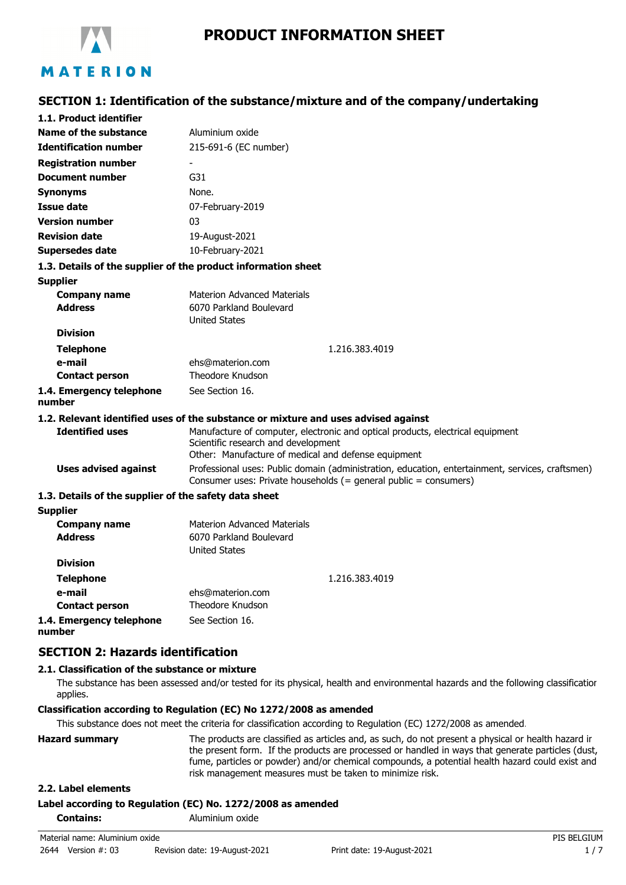# PRODUCT INFORMATION SHEET

## SECTION 1: Identification of the substance/mixture and of the company/undertaking

**1.1. Product identifier**

| | |
|---|---|
| **Name of the substance** | Aluminium oxide |
| **Identification number** | 215-691-6 (EC number) |
| **Registration number** | - |
| **Document number** | G31 |
| **Synonyms** | None. |
| **Issue date** | 07-February-2019 |
| **Version number** | 03 |
| **Revision date** | 19-August-2021 |
| **Supersedes date** | 10-February-2021 |

**1.3. Details of the supplier of the product information sheet**

**Supplier**

| | |
|---|---|
| **Company name** | Materion Advanced Materials |
| **Address** | 6070 Parkland Boulevard<br>United States |
| **Division** | |
| **Telephone** | 1.216.383.4019 |
| **e-mail** | ehs@materion.com |
| **Contact person** | Theodore Knudson |
| **1.4. Emergency telephone number** | See Section 16. |

**1.2. Relevant identified uses of the substance or mixture and uses advised against**

| | |
|---|---|
| **Identified uses** | Manufacture of computer, electronic and optical products, electrical equipment<br>Scientific research and development<br>Other: Manufacture of medical and defense equipment |
| **Uses advised against** | Professional uses: Public domain (administration, education, entertainment, services, craftsmen)<br>Consumer uses: Private households (= general public = consumers) |

**1.3. Details of the supplier of the safety data sheet**

**Supplier**

| | |
|---|---|
| **Company name** | Materion Advanced Materials |
| **Address** | 6070 Parkland Boulevard<br>United States |
| **Division** | |
| **Telephone** | 1.216.383.4019 |
| **e-mail** | ehs@materion.com |
| **Contact person** | Theodore Knudson |
| **1.4. Emergency telephone number** | See Section 16. |

## SECTION 2: Hazards identification

**2.1. Classification of the substance or mixture**

The substance has been assessed and/or tested for its physical, health and environmental hazards and the following classification applies.

**Classification according to Regulation (EC) No 1272/2008 as amended**

This substance does not meet the criteria for classification according to Regulation (EC) 1272/2008 as amended.

**Hazard summary** The products are classified as articles and, as such, do not present a physical or health hazard in the present form. If the products are processed or handled in ways that generate particles (dust, fume, particles or powder) and/or chemical compounds, a potential health hazard could exist and risk management measures must be taken to minimize risk.

**2.2. Label elements**

**Label according to Regulation (EC) No. 1272/2008 as amended**

**Contains:** Aluminium oxide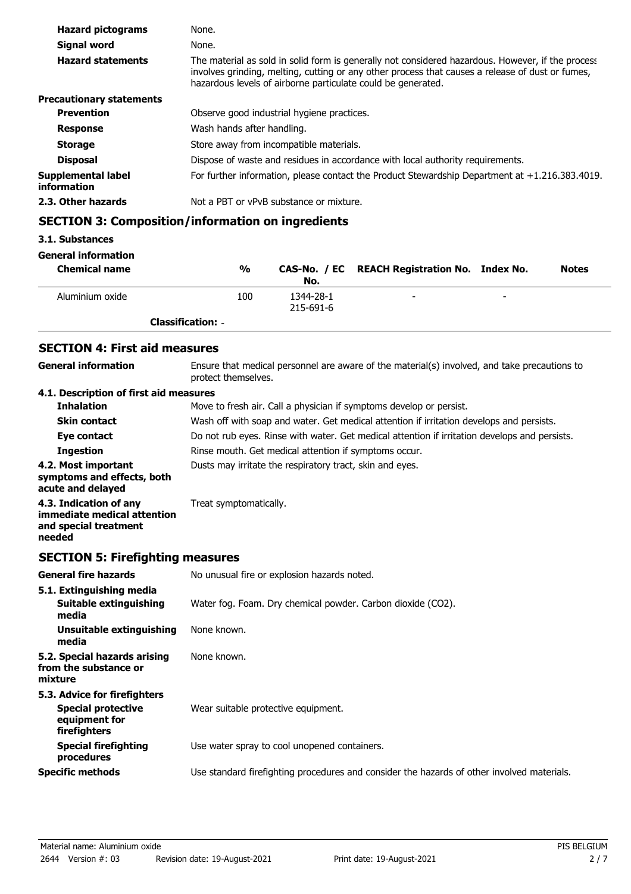| | |
|---|---|
| **Hazard pictograms** | None. |
| **Signal word** | None. |
| **Hazard statements** | The material as sold in solid form is generally not considered hazardous. However, if the process involves grinding, melting, cutting or any other process that causes a release of dust or fumes, hazardous levels of airborne particulate could be generated. |
| **Precautionary statements** | |
| **Prevention** | Observe good industrial hygiene practices. |
| **Response** | Wash hands after handling. |
| **Storage** | Store away from incompatible materials. |
| **Disposal** | Dispose of waste and residues in accordance with local authority requirements. |
| **Supplemental label information** | For further information, please contact the Product Stewardship Department at +1.216.383.4019. |
| **2.3. Other hazards** | Not a PBT or vPvB substance or mixture. |

## SECTION 3: Composition/information on ingredients

### 3.1. Substances

**General information**

| Chemical name | % | CAS-No. / EC No. | REACH Registration No. | Index No. | Notes |
|---|---|---|---|---|---|
| Aluminium oxide | 100 | 1344-28-1 215-691-6 | - | - | |
| **Classification:** - | | | | | |

## SECTION 4: First aid measures

| | |
|---|---|
| **General information** | Ensure that medical personnel are aware of the material(s) involved, and take precautions to protect themselves. |
| **4.1. Description of first aid measures** | |
| **Inhalation** | Move to fresh air. Call a physician if symptoms develop or persist. |
| **Skin contact** | Wash off with soap and water. Get medical attention if irritation develops and persists. |
| **Eye contact** | Do not rub eyes. Rinse with water. Get medical attention if irritation develops and persists. |
| **Ingestion** | Rinse mouth. Get medical attention if symptoms occur. |
| **4.2. Most important symptoms and effects, both acute and delayed** | Dusts may irritate the respiratory tract, skin and eyes. |
| **4.3. Indication of any immediate medical attention and special treatment needed** | Treat symptomatically. |

## SECTION 5: Firefighting measures

| | |
|---|---|
| **General fire hazards** | No unusual fire or explosion hazards noted. |
| **5.1. Extinguishing media** | |
| **Suitable extinguishing media** | Water fog. Foam. Dry chemical powder. Carbon dioxide ($CO_2$). |
| **Unsuitable extinguishing media** | None known. |
| **5.2. Special hazards arising from the substance or mixture** | None known. |
| **5.3. Advice for firefighters** | |
| **Special protective equipment for firefighters** | Wear suitable protective equipment. |
| **Special firefighting procedures** | Use water spray to cool unopened containers. |
| **Specific methods** | Use standard firefighting procedures and consider the hazards of other involved materials. |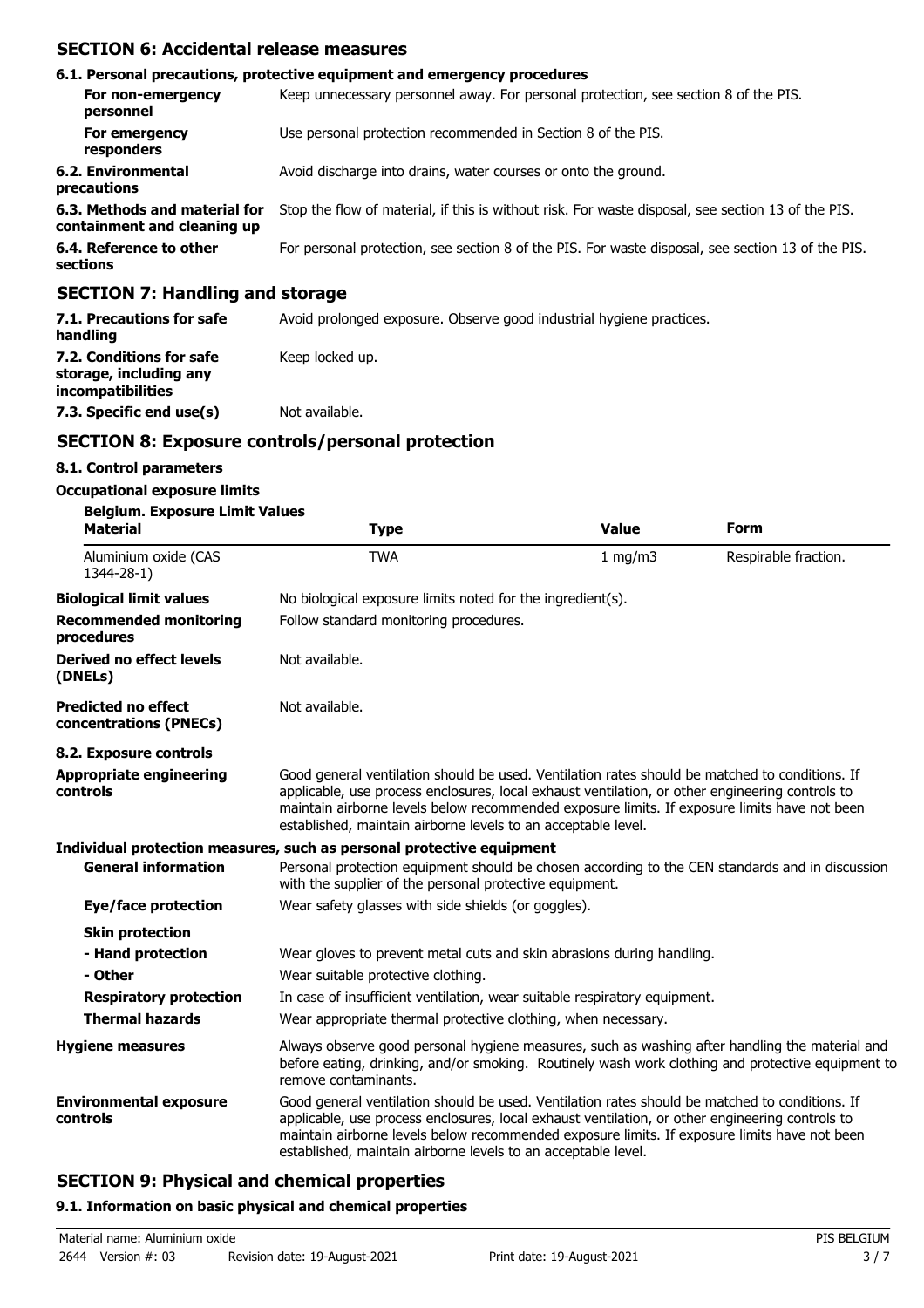## SECTION 6: Accidental release measures

### 6.1. Personal precautions, protective equipment and emergency procedures

| | |
|---|---|
| **For non-emergency personnel** | Keep unnecessary personnel away. For personal protection, see section 8 of the PIS. |
| **For emergency responders** | Use personal protection recommended in Section 8 of the PIS. |
| **6.2. Environmental precautions** | Avoid discharge into drains, water courses or onto the ground. |
| **6.3. Methods and material for containment and cleaning up** | Stop the flow of material, if this is without risk. For waste disposal, see section 13 of the PIS. |
| **6.4. Reference to other sections** | For personal protection, see section 8 of the PIS. For waste disposal, see section 13 of the PIS. |

## SECTION 7: Handling and storage

| | |
|---|---|
| **7.1. Precautions for safe handling** | Avoid prolonged exposure. Observe good industrial hygiene practices. |
| **7.2. Conditions for safe storage, including any incompatibilities** | Keep locked up. |
| **7.3. Specific end use(s)** | Not available. |

## SECTION 8: Exposure controls/personal protection

### 8.1. Control parameters

**Occupational exposure limits**

**Belgium. Exposure Limit Values**

| Material | Type | Value | Form |
|---|---|---|---|
| Aluminium oxide (CAS 1344-28-1) | TWA | 1 mg/m3 | Respirable fraction. |

| | |
|---|---|
| **Biological limit values** | No biological exposure limits noted for the ingredient(s). |
| **Recommended monitoring procedures** | Follow standard monitoring procedures. |
| **Derived no effect levels (DNELs)** | Not available. |
| **Predicted no effect concentrations (PNECs)** | Not available. |

### 8.2. Exposure controls

| | |
|---|---|
| **Appropriate engineering controls** | Good general ventilation should be used. Ventilation rates should be matched to conditions. If applicable, use process enclosures, local exhaust ventilation, or other engineering controls to maintain airborne levels below recommended exposure limits. If exposure limits have not been established, maintain airborne levels to an acceptable level. |

**Individual protection measures, such as personal protective equipment**

| | |
|---|---|
| **General information** | Personal protection equipment should be chosen according to the CEN standards and in discussion with the supplier of the personal protective equipment. |
| **Eye/face protection** | Wear safety glasses with side shields (or goggles). |
| **Skin protection** | |
| **- Hand protection** | Wear gloves to prevent metal cuts and skin abrasions during handling. |
| **- Other** | Wear suitable protective clothing. |
| **Respiratory protection** | In case of insufficient ventilation, wear suitable respiratory equipment. |
| **Thermal hazards** | Wear appropriate thermal protective clothing, when necessary. |
| **Hygiene measures** | Always observe good personal hygiene measures, such as washing after handling the material and before eating, drinking, and/or smoking. Routinely wash work clothing and protective equipment to remove contaminants. |
| **Environmental exposure controls** | Good general ventilation should be used. Ventilation rates should be matched to conditions. If applicable, use process enclosures, local exhaust ventilation, or other engineering controls to maintain airborne levels below recommended exposure limits. If exposure limits have not been established, maintain airborne levels to an acceptable level. |

## SECTION 9: Physical and chemical properties

### 9.1. Information on basic physical and chemical properties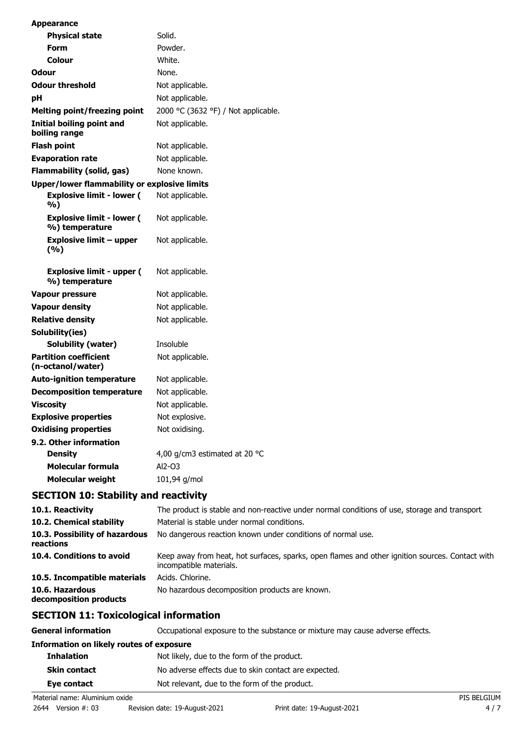| | |
|---|---|
| **Appearance** | |
| **Physical state** | Solid. |
| **Form** | Powder. |
| **Colour** | White. |
| **Odour** | None. |
| **Odour threshold** | Not applicable. |
| **pH** | Not applicable. |
| **Melting point/freezing point** | 2000 °C (3632 °F) / Not applicable. |
| **Initial boiling point and boiling range** | Not applicable. |
| **Flash point** | Not applicable. |
| **Evaporation rate** | Not applicable. |
| **Flammability (solid, gas)** | None known. |
| **Upper/lower flammability or explosive limits** | |
| **Explosive limit - lower ( %)** | Not applicable. |
| **Explosive limit - lower ( %) temperature** | Not applicable. |
| **Explosive limit – upper (%)** | Not applicable. |
| **Explosive limit - upper ( %) temperature** | Not applicable. |
| **Vapour pressure** | Not applicable. |
| **Vapour density** | Not applicable. |
| **Relative density** | Not applicable. |
| **Solubility(ies)** | |
| **Solubility (water)** | Insoluble |
| **Partition coefficient (n-octanol/water)** | Not applicable. |
| **Auto-ignition temperature** | Not applicable. |
| **Decomposition temperature** | Not applicable. |
| **Viscosity** | Not applicable. |
| **Explosive properties** | Not explosive. |
| **Oxidising properties** | Not oxidising. |
| **9.2. Other information** | |
| **Density** | 4,00 g/cm3 estimated at 20 °C |
| **Molecular formula** | $Al_2$-$O_3$ |
| **Molecular weight** | 101,94 g/mol |

## SECTION 10: Stability and reactivity

| | |
|---|---|
| **10.1. Reactivity** | The product is stable and non-reactive under normal conditions of use, storage and transport. |
| **10.2. Chemical stability** | Material is stable under normal conditions. |
| **10.3. Possibility of hazardous reactions** | No dangerous reaction known under conditions of normal use. |
| **10.4. Conditions to avoid** | Keep away from heat, hot surfaces, sparks, open flames and other ignition sources. Contact with incompatible materials. |
| **10.5. Incompatible materials** | Acids. Chlorine. |
| **10.6. Hazardous decomposition products** | No hazardous decomposition products are known. |

## SECTION 11: Toxicological information

| | |
|---|---|
| **General information** | Occupational exposure to the substance or mixture may cause adverse effects. |
| **Information on likely routes of exposure** | |
| **Inhalation** | Not likely, due to the form of the product. |
| **Skin contact** | No adverse effects due to skin contact are expected. |
| **Eye contact** | Not relevant, due to the form of the product. |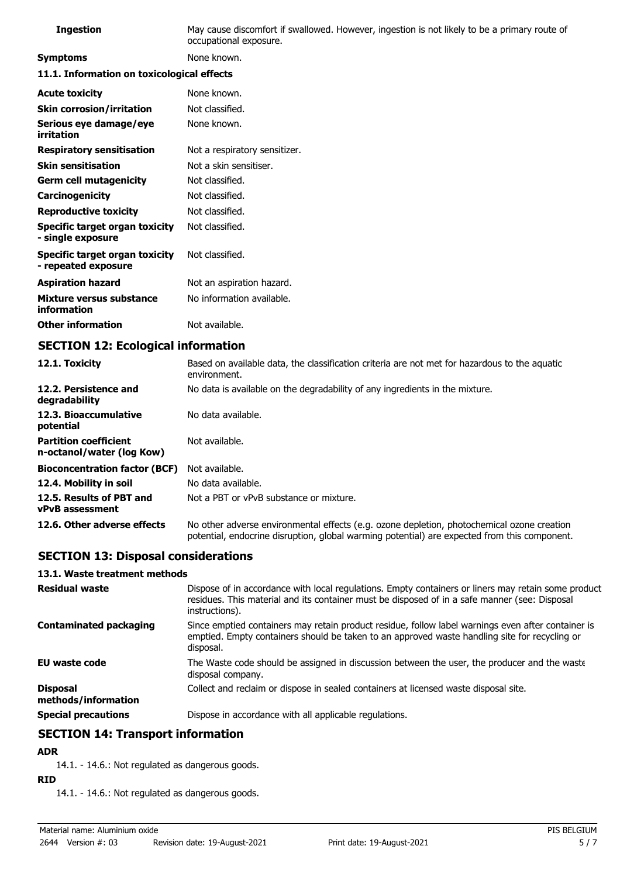| | |
|---|---|
| **Ingestion** | May cause discomfort if swallowed. However, ingestion is not likely to be a primary route of occupational exposure. |
| **Symptoms** | None known. |

**11.1. Information on toxicological effects**

| | |
|---|---|
| **Acute toxicity** | None known. |
| **Skin corrosion/irritation** | Not classified. |
| **Serious eye damage/eye irritation** | None known. |
| **Respiratory sensitisation** | Not a respiratory sensitizer. |
| **Skin sensitisation** | Not a skin sensitiser. |
| **Germ cell mutagenicity** | Not classified. |
| **Carcinogenicity** | Not classified. |
| **Reproductive toxicity** | Not classified. |
| **Specific target organ toxicity - single exposure** | Not classified. |
| **Specific target organ toxicity - repeated exposure** | Not classified. |
| **Aspiration hazard** | Not an aspiration hazard. |
| **Mixture versus substance information** | No information available. |
| **Other information** | Not available. |

## SECTION 12: Ecological information

| | |
|---|---|
| **12.1. Toxicity** | Based on available data, the classification criteria are not met for hazardous to the aquatic environment. |
| **12.2. Persistence and degradability** | No data is available on the degradability of any ingredients in the mixture. |
| **12.3. Bioaccumulative potential** | No data available. |
| **Partition coefficient n-octanol/water (log Kow)** | Not available. |
| **Bioconcentration factor (BCF)** | Not available. |
| **12.4. Mobility in soil** | No data available. |
| **12.5. Results of PBT and vPvB assessment** | Not a PBT or vPvB substance or mixture. |
| **12.6. Other adverse effects** | No other adverse environmental effects (e.g. ozone depletion, photochemical ozone creation potential, endocrine disruption, global warming potential) are expected from this component. |

## SECTION 13: Disposal considerations

**13.1. Waste treatment methods**

| | |
|---|---|
| **Residual waste** | Dispose of in accordance with local regulations. Empty containers or liners may retain some product residues. This material and its container must be disposed of in a safe manner (see: Disposal instructions). |
| **Contaminated packaging** | Since emptied containers may retain product residue, follow label warnings even after container is emptied. Empty containers should be taken to an approved waste handling site for recycling or disposal. |
| **EU waste code** | The Waste code should be assigned in discussion between the user, the producer and the waste disposal company. |
| **Disposal methods/information** | Collect and reclaim or dispose in sealed containers at licensed waste disposal site. |
| **Special precautions** | Dispose in accordance with all applicable regulations. |

## SECTION 14: Transport information

**ADR**

14.1. - 14.6.: Not regulated as dangerous goods.

**RID**

14.1. - 14.6.: Not regulated as dangerous goods.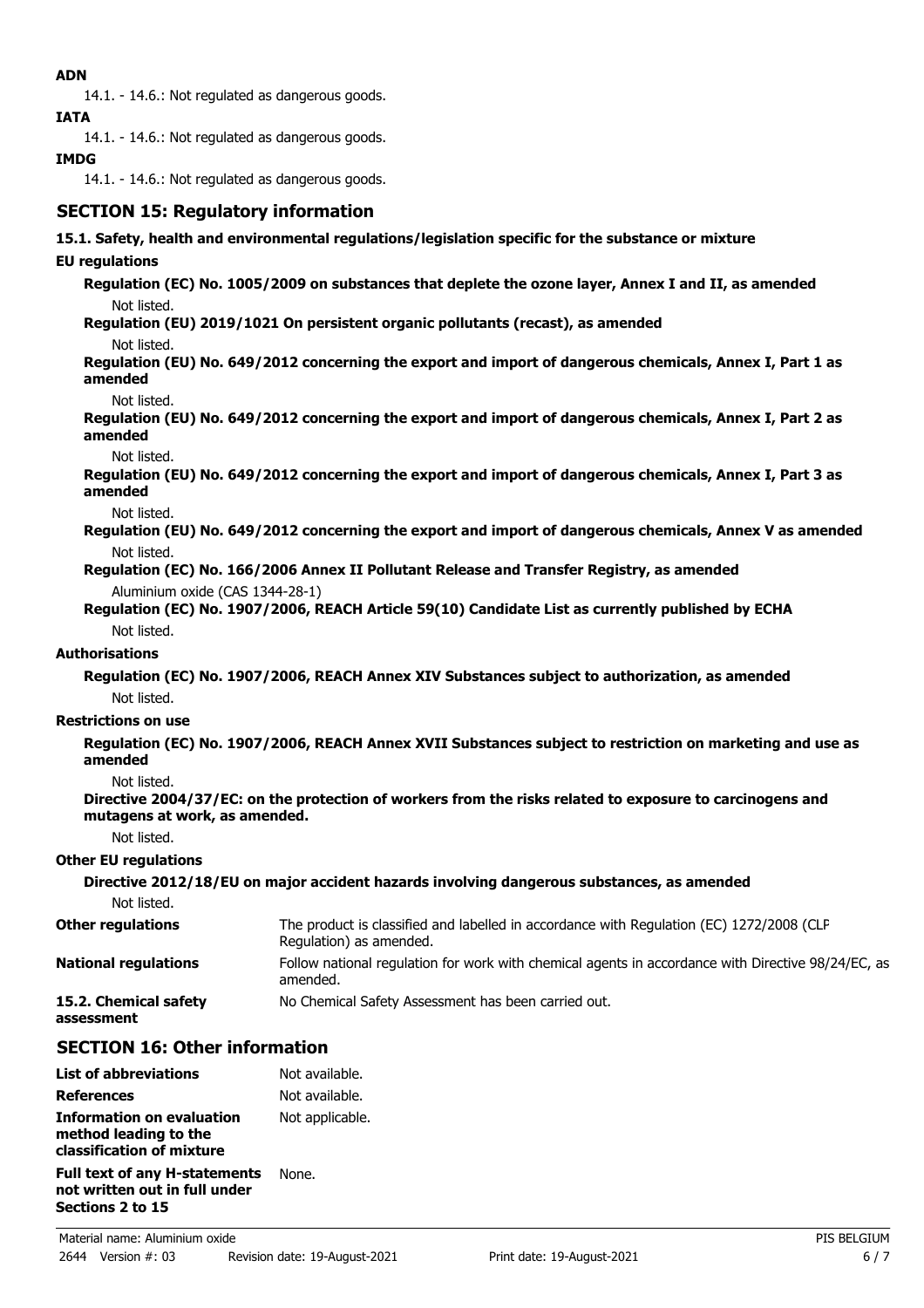**ADN**

14.1. - 14.6.: Not regulated as dangerous goods.

**IATA**

14.1. - 14.6.: Not regulated as dangerous goods.

**IMDG**

14.1. - 14.6.: Not regulated as dangerous goods.

## SECTION 15: Regulatory information

**15.1. Safety, health and environmental regulations/legislation specific for the substance or mixture**

**EU regulations**

**Regulation (EC) No. 1005/2009 on substances that deplete the ozone layer, Annex I and II, as amended**

Not listed.

**Regulation (EU) 2019/1021 On persistent organic pollutants (recast), as amended**

Not listed.

**Regulation (EU) No. 649/2012 concerning the export and import of dangerous chemicals, Annex I, Part 1 as amended**

Not listed.

**Regulation (EU) No. 649/2012 concerning the export and import of dangerous chemicals, Annex I, Part 2 as amended**

Not listed.

**Regulation (EU) No. 649/2012 concerning the export and import of dangerous chemicals, Annex I, Part 3 as amended**

Not listed.

**Regulation (EU) No. 649/2012 concerning the export and import of dangerous chemicals, Annex V as amended**

Not listed.

**Regulation (EC) No. 166/2006 Annex II Pollutant Release and Transfer Registry, as amended**

Aluminium oxide (CAS 1344-28-1)

**Regulation (EC) No. 1907/2006, REACH Article 59(10) Candidate List as currently published by ECHA**

Not listed.

**Authorisations**

**Regulation (EC) No. 1907/2006, REACH Annex XIV Substances subject to authorization, as amended**

Not listed.

**Restrictions on use**

**Regulation (EC) No. 1907/2006, REACH Annex XVII Substances subject to restriction on marketing and use as amended**

Not listed.

**Directive 2004/37/EC: on the protection of workers from the risks related to exposure to carcinogens and mutagens at work, as amended.**

Not listed.

**Other EU regulations**

**Directive 2012/18/EU on major accident hazards involving dangerous substances, as amended**

Not listed.

**Other regulations** The product is classified and labelled in accordance with Regulation (EC) 1272/2008 (CLP Regulation) as amended.

**National regulations** Follow national regulation for work with chemical agents in accordance with Directive 98/24/EC, as amended.

**15.2. Chemical safety assessment** No Chemical Safety Assessment has been carried out.

## SECTION 16: Other information

**List of abbreviations** Not available.

**References** Not available.

**Information on evaluation method leading to the classification of mixture** Not applicable.

**Full text of any H-statements not written out in full under Sections 2 to 15** None.

Material name: Aluminium oxide PIS BELGIUM

2644 Version #: 03 Revision date: 19-August-2021 Print date: 19-August-2021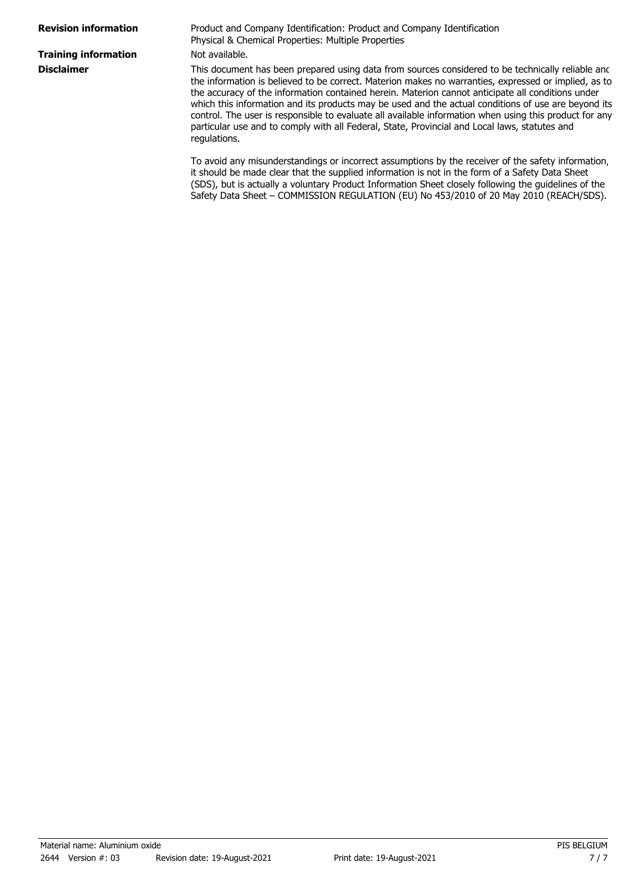**Revision information**

Product and Company Identification: Product and Company Identification
Physical & Chemical Properties: Multiple Properties

**Training information**

Not available.

**Disclaimer**

This document has been prepared using data from sources considered to be technically reliable and the information is believed to be correct. Materion makes no warranties, expressed or implied, as to the accuracy of the information contained herein. Materion cannot anticipate all conditions under which this information and its products may be used and the actual conditions of use are beyond its control. The user is responsible to evaluate all available information when using this product for any particular use and to comply with all Federal, State, Provincial and Local laws, statutes and regulations.

To avoid any misunderstandings or incorrect assumptions by the receiver of the safety information, it should be made clear that the supplied information is not in the form of a Safety Data Sheet (SDS), but is actually a voluntary Product Information Sheet closely following the guidelines of the Safety Data Sheet – COMMISSION REGULATION (EU) No 453/2010 of 20 May 2010 (REACH/SDS).